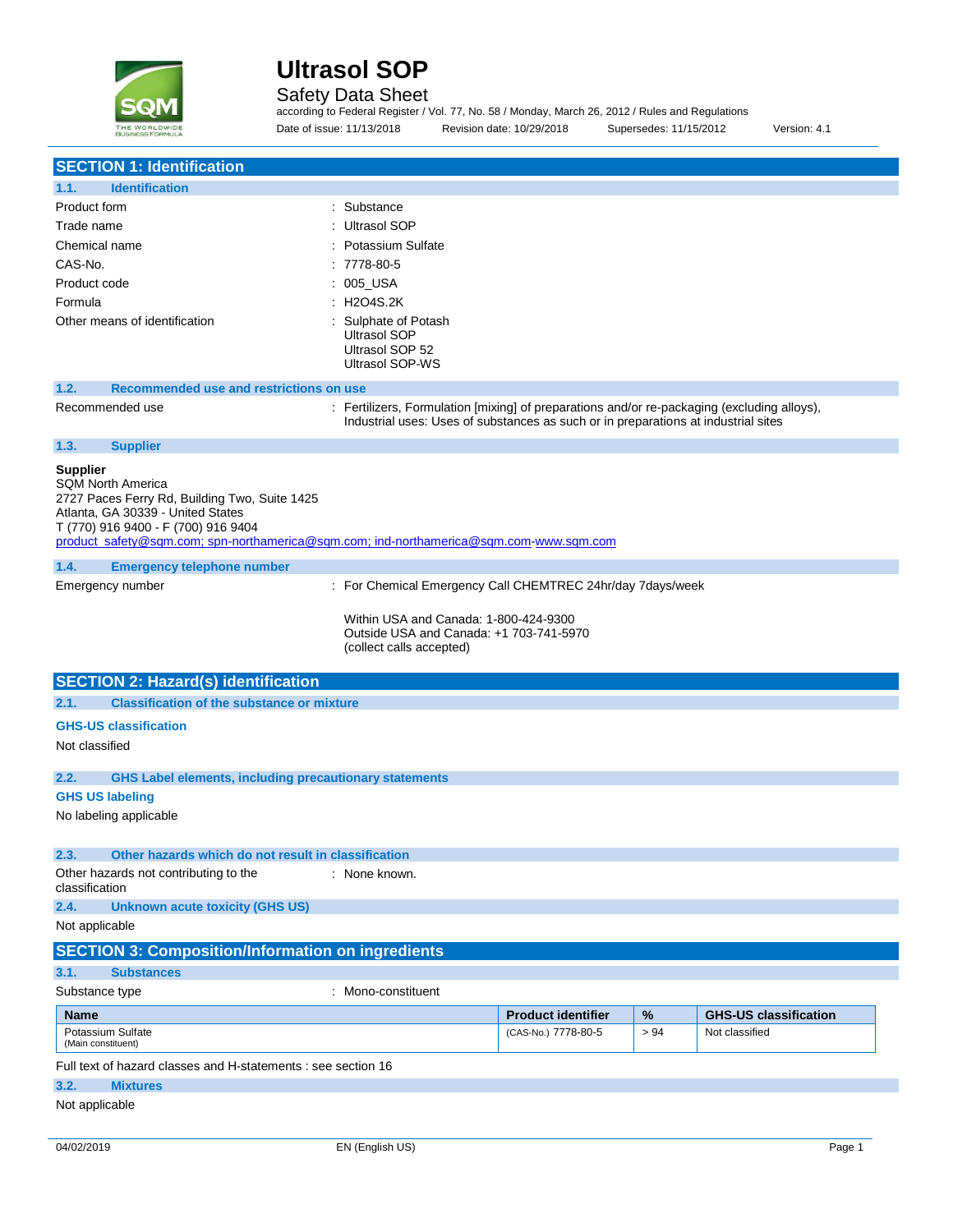# Ultrasol SOP

Safety Data Sheet

according to Federal Register / Vol. 77, No. 58 / Monday, March 26, 2012 / Rules and Regulations

Date of issue: 11/13/2018 Revision date: 10/29/2018 Supersedes: 11/15/2012 Version: 4.1

## SECTION 1: Identification

### 1.1. Identification

| | |
|---|---|
| Product form | : Substance |
| Trade name | : Ultrasol SOP |
| Chemical name | : Potassium Sulfate |
| CAS-No. | : 7778-80-5 |
| Product code | : 005_USA |
| Formula | : H2O4S.2K |
| Other means of identification | : Sulphate of Potash<br>Ultrasol SOP<br>Ultrasol SOP 52<br>Ultrasol SOP-WS |

### 1.2. Recommended use and restrictions on use

Recommended use : Fertilizers, Formulation [mixing] of preparations and/or re-packaging (excluding alloys), Industrial uses: Uses of substances as such or in preparations at industrial sites

### 1.3. Supplier

**Supplier**
SQM North America
2727 Paces Ferry Rd, Building Two, Suite 1425
Atlanta, GA 30339 - United States
T (770) 916 9400 - F (700) 916 9404
product_safety@sqm.com; spn-northamerica@sqm.com; ind-northamerica@sqm.com-www.sqm.com

### 1.4. Emergency telephone number

Emergency number : For Chemical Emergency Call CHEMTREC 24hr/day 7days/week

Within USA and Canada: 1-800-424-9300
Outside USA and Canada: +1 703-741-5970
(collect calls accepted)

## SECTION 2: Hazard(s) identification

### 2.1. Classification of the substance or mixture

**GHS-US classification**

Not classified

### 2.2. GHS Label elements, including precautionary statements

**GHS US labeling**

No labeling applicable

### 2.3. Other hazards which do not result in classification

Other hazards not contributing to the classification : None known.

### 2.4. Unknown acute toxicity (GHS US)

Not applicable

## SECTION 3: Composition/Information on ingredients

### 3.1. Substances

Substance type : Mono-constituent

| Name | Product identifier | % | GHS-US classification |
|---|---|---|---|
| Potassium Sulfate (Main constituent) | (CAS-No.) 7778-80-5 | > 94 | Not classified |

Full text of hazard classes and H-statements : see section 16

### 3.2. Mixtures

Not applicable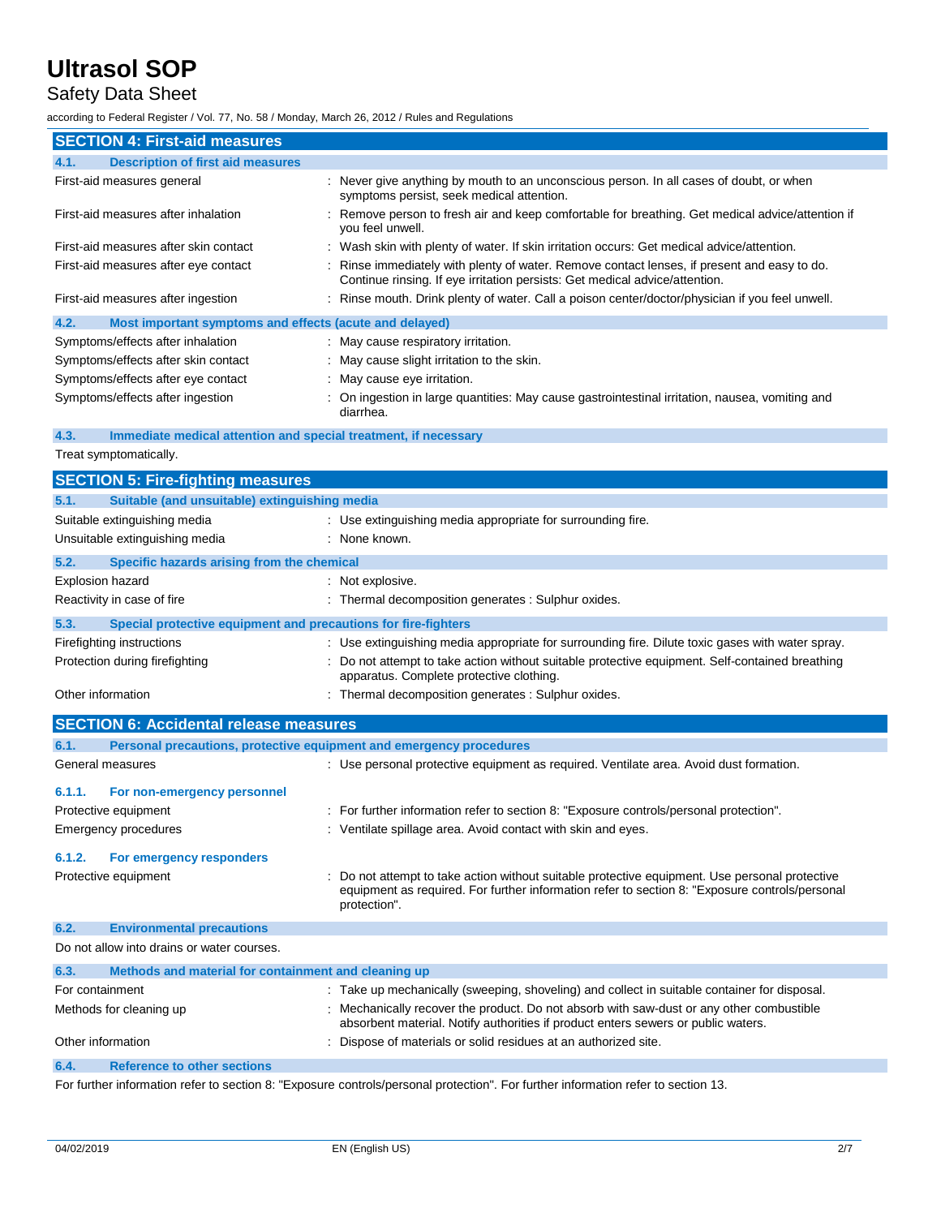## SECTION 4: First-aid measures

### 4.1. Description of first aid measures

| | |
|---|---|
| First-aid measures general | : Never give anything by mouth to an unconscious person. In all cases of doubt, or when symptoms persist, seek medical attention. |
| First-aid measures after inhalation | : Remove person to fresh air and keep comfortable for breathing. Get medical advice/attention if you feel unwell. |
| First-aid measures after skin contact | : Wash skin with plenty of water. If skin irritation occurs: Get medical advice/attention. |
| First-aid measures after eye contact | : Rinse immediately with plenty of water. Remove contact lenses, if present and easy to do. Continue rinsing. If eye irritation persists: Get medical advice/attention. |
| First-aid measures after ingestion | : Rinse mouth. Drink plenty of water. Call a poison center/doctor/physician if you feel unwell. |

### 4.2. Most important symptoms and effects (acute and delayed)

| | |
|---|---|
| Symptoms/effects after inhalation | : May cause respiratory irritation. |
| Symptoms/effects after skin contact | : May cause slight irritation to the skin. |
| Symptoms/effects after eye contact | : May cause eye irritation. |
| Symptoms/effects after ingestion | : On ingestion in large quantities: May cause gastrointestinal irritation, nausea, vomiting and diarrhea. |

### 4.3. Immediate medical attention and special treatment, if necessary

Treat symptomatically.

## SECTION 5: Fire-fighting measures

### 5.1. Suitable (and unsuitable) extinguishing media

| | |
|---|---|
| Suitable extinguishing media | : Use extinguishing media appropriate for surrounding fire. |
| Unsuitable extinguishing media | : None known. |

### 5.2. Specific hazards arising from the chemical

| | |
|---|---|
| Explosion hazard | : Not explosive. |
| Reactivity in case of fire | : Thermal decomposition generates : Sulphur oxides. |

### 5.3. Special protective equipment and precautions for fire-fighters

| | |
|---|---|
| Firefighting instructions | : Use extinguishing media appropriate for surrounding fire. Dilute toxic gases with water spray. |
| Protection during firefighting | : Do not attempt to take action without suitable protective equipment. Self-contained breathing apparatus. Complete protective clothing. |
| Other information | : Thermal decomposition generates : Sulphur oxides. |

## SECTION 6: Accidental release measures

### 6.1. Personal precautions, protective equipment and emergency procedures

| | |
|---|---|
| General measures | : Use personal protective equipment as required. Ventilate area. Avoid dust formation. |

#### 6.1.1. For non-emergency personnel

| | |
|---|---|
| Protective equipment | : For further information refer to section 8: "Exposure controls/personal protection". |
| Emergency procedures | : Ventilate spillage area. Avoid contact with skin and eyes. |

#### 6.1.2. For emergency responders

| | |
|---|---|
| Protective equipment | : Do not attempt to take action without suitable protective equipment. Use personal protective equipment as required. For further information refer to section 8: "Exposure controls/personal protection". |

### 6.2. Environmental precautions

Do not allow into drains or water courses.

### 6.3. Methods and material for containment and cleaning up

| | |
|---|---|
| For containment | : Take up mechanically (sweeping, shoveling) and collect in suitable container for disposal. |
| Methods for cleaning up | : Mechanically recover the product. Do not absorb with saw-dust or any other combustible absorbent material. Notify authorities if product enters sewers or public waters. |
| Other information | : Dispose of materials or solid residues at an authorized site. |

### 6.4. Reference to other sections

For further information refer to section 8: "Exposure controls/personal protection". For further information refer to section 13.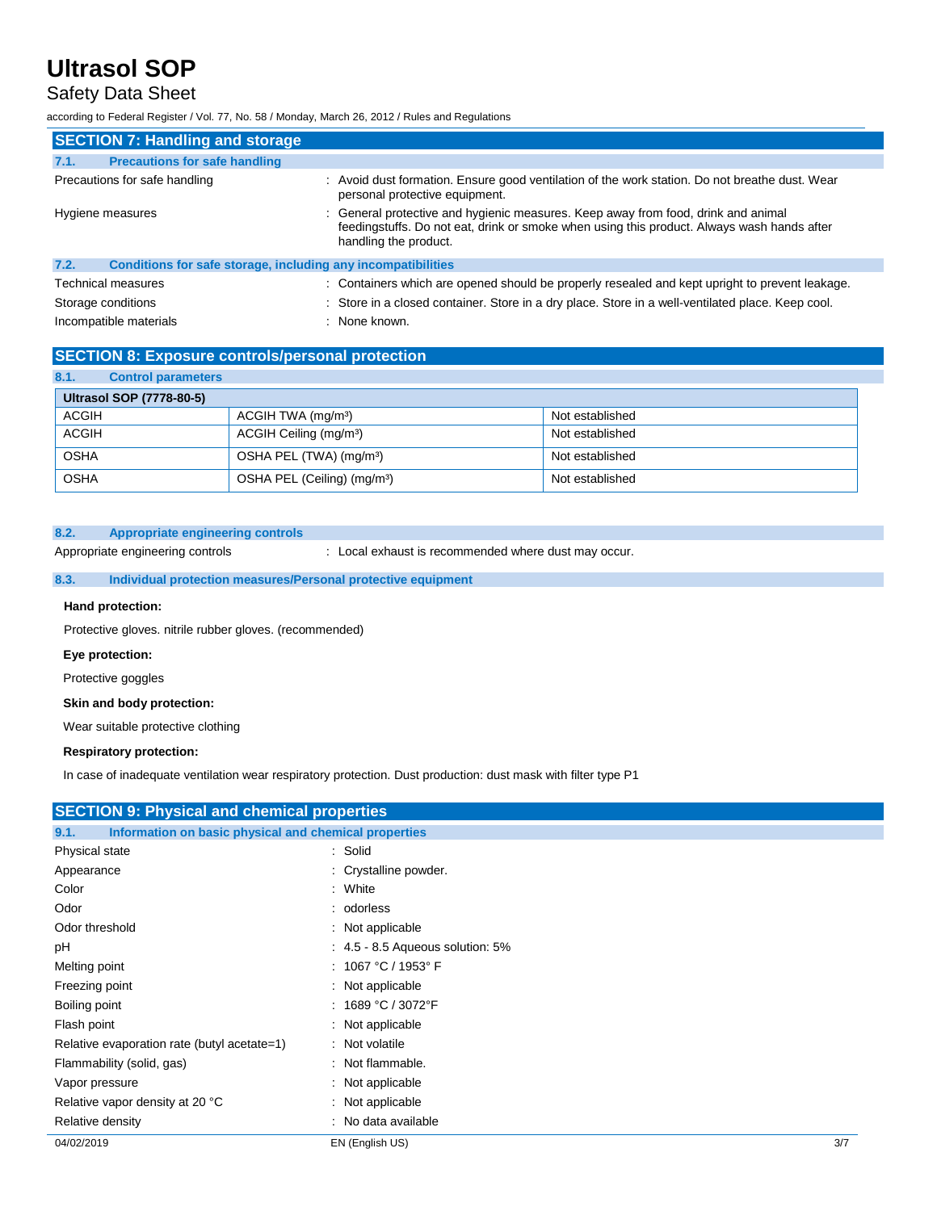## SECTION 7: Handling and storage

### 7.1. Precautions for safe handling

Precautions for safe handling : Avoid dust formation. Ensure good ventilation of the work station. Do not breathe dust. Wear personal protective equipment.

Hygiene measures : General protective and hygienic measures. Keep away from food, drink and animal feedingstuffs. Do not eat, drink or smoke when using this product. Always wash hands after handling the product.

### 7.2. Conditions for safe storage, including any incompatibilities

Technical measures : Containers which are opened should be properly resealed and kept upright to prevent leakage.

Storage conditions : Store in a closed container. Store in a dry place. Store in a well-ventilated place. Keep cool.

Incompatible materials : None known.

## SECTION 8: Exposure controls/personal protection

### 8.1. Control parameters

| Ultrasol SOP (7778-80-5) | | |
|---|---|---|
| ACGIH | ACGIH TWA (mg/m³) | Not established |
| ACGIH | ACGIH Ceiling (mg/m³) | Not established |
| OSHA | OSHA PEL (TWA) (mg/m³) | Not established |
| OSHA | OSHA PEL (Ceiling) (mg/m³) | Not established |

### 8.2. Appropriate engineering controls

Appropriate engineering controls : Local exhaust is recommended where dust may occur.

### 8.3. Individual protection measures/Personal protective equipment

**Hand protection:**

Protective gloves. nitrile rubber gloves. (recommended)

**Eye protection:**

Protective goggles

**Skin and body protection:**

Wear suitable protective clothing

**Respiratory protection:**

In case of inadequate ventilation wear respiratory protection. Dust production: dust mask with filter type P1

## SECTION 9: Physical and chemical properties

### 9.1. Information on basic physical and chemical properties

| | |
|---|---|
| Physical state | : Solid |
| Appearance | : Crystalline powder. |
| Color | : White |
| Odor | : odorless |
| Odor threshold | : Not applicable |
| pH | : 4.5 - 8.5 Aqueous solution: 5% |
| Melting point | : 1067 °C / 1953° F |
| Freezing point | : Not applicable |
| Boiling point | : 1689 °C / 3072°F |
| Flash point | : Not applicable |
| Relative evaporation rate (butyl acetate=1) | : Not volatile |
| Flammability (solid, gas) | : Not flammable. |
| Vapor pressure | : Not applicable |
| Relative vapor density at 20 °C | : Not applicable |
| Relative density | : No data available |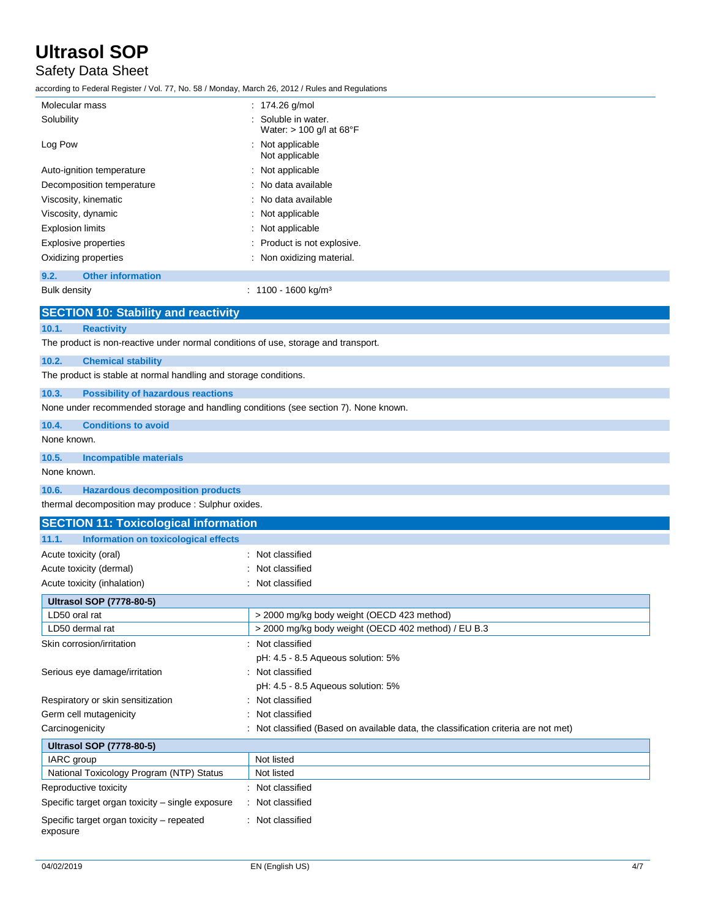| | |
|---|---|
| Molecular mass | : 174.26 g/mol |
| Solubility | : Soluble in water.<br>Water: > 100 g/l at 68°F |
| Log Pow | : Not applicable<br>Not applicable |
| Auto-ignition temperature | : Not applicable |
| Decomposition temperature | : No data available |
| Viscosity, kinematic | : No data available |
| Viscosity, dynamic | : Not applicable |
| Explosion limits | : Not applicable |
| Explosive properties | : Product is not explosive. |
| Oxidizing properties | : Non oxidizing material. |

### 9.2. Other information

Bulk density : 1100 - 1600 kg/m³

## SECTION 10: Stability and reactivity

### 10.1. Reactivity

The product is non-reactive under normal conditions of use, storage and transport.

### 10.2. Chemical stability

The product is stable at normal handling and storage conditions.

### 10.3. Possibility of hazardous reactions

None under recommended storage and handling conditions (see section 7). None known.

### 10.4. Conditions to avoid

None known.

### 10.5. Incompatible materials

None known.

### 10.6. Hazardous decomposition products

thermal decomposition may produce : Sulphur oxides.

## SECTION 11: Toxicological information

### 11.1. Information on toxicological effects

| | |
|---|---|
| Acute toxicity (oral) | : Not classified |
| Acute toxicity (dermal) | : Not classified |
| Acute toxicity (inhalation) | : Not classified |

| Ultrasol SOP (7778-80-5) | |
|---|---|
| LD50 oral rat | > 2000 mg/kg body weight (OECD 423 method) |
| LD50 dermal rat | > 2000 mg/kg body weight (OECD 402 method) / EU B.3 |

| | |
|---|---|
| Skin corrosion/irritation | : Not classified<br>pH: 4.5 - 8.5 Aqueous solution: 5% |
| Serious eye damage/irritation | : Not classified<br>pH: 4.5 - 8.5 Aqueous solution: 5% |
| Respiratory or skin sensitization | : Not classified |
| Germ cell mutagenicity | : Not classified |
| Carcinogenicity | : Not classified (Based on available data, the classification criteria are not met) |

| Ultrasol SOP (7778-80-5) | |
|---|---|
| IARC group | Not listed |
| National Toxicology Program (NTP) Status | Not listed |

| | |
|---|---|
| Reproductive toxicity | : Not classified |
| Specific target organ toxicity – single exposure | : Not classified |
| Specific target organ toxicity – repeated exposure | : Not classified |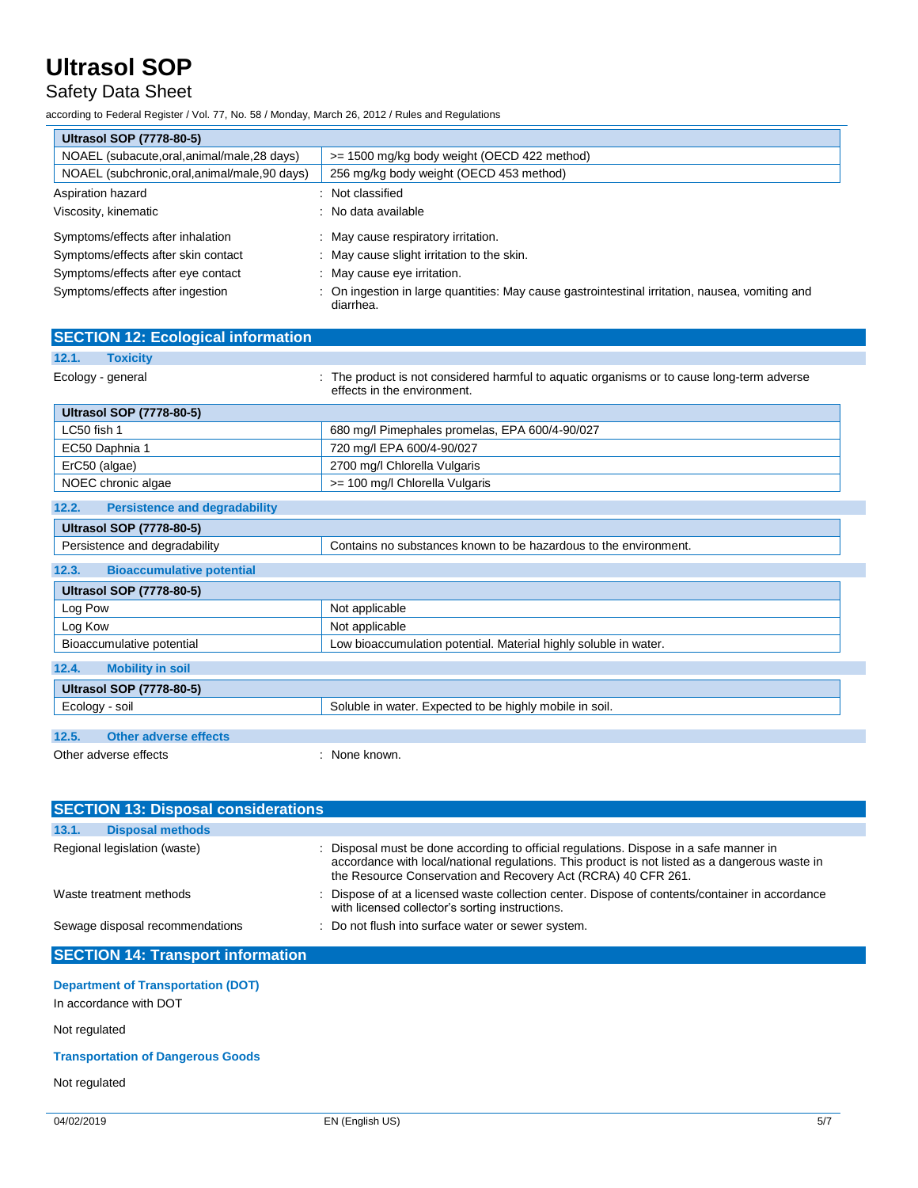| Ultrasol SOP (7778-80-5) | |
|---|---|
| NOAEL (subacute,oral,animal/male,28 days) | >= 1500 mg/kg body weight (OECD 422 method) |
| NOAEL (subchronic,oral,animal/male,90 days) | 256 mg/kg body weight (OECD 453 method) |

Aspiration hazard : Not classified

Viscosity, kinematic : No data available

Symptoms/effects after inhalation : May cause respiratory irritation.

Symptoms/effects after skin contact : May cause slight irritation to the skin.

Symptoms/effects after eye contact : May cause eye irritation.

Symptoms/effects after ingestion : On ingestion in large quantities: May cause gastrointestinal irritation, nausea, vomiting and diarrhea.

## SECTION 12: Ecological information

### 12.1. Toxicity

Ecology - general : The product is not considered harmful to aquatic organisms or to cause long-term adverse effects in the environment.

| Ultrasol SOP (7778-80-5) | |
|---|---|
| LC50 fish 1 | 680 mg/l Pimephales promelas, EPA 600/4-90/027 |
| EC50 Daphnia 1 | 720 mg/l EPA 600/4-90/027 |
| ErC50 (algae) | 2700 mg/l Chlorella Vulgaris |
| NOEC chronic algae | >= 100 mg/l Chlorella Vulgaris |

### 12.2. Persistence and degradability

| Ultrasol SOP (7778-80-5) | |
|---|---|
| Persistence and degradability | Contains no substances known to be hazardous to the environment. |

### 12.3. Bioaccumulative potential

| Ultrasol SOP (7778-80-5) | |
|---|---|
| Log Pow | Not applicable |
| Log Kow | Not applicable |
| Bioaccumulative potential | Low bioaccumulation potential. Material highly soluble in water. |

### 12.4. Mobility in soil

| Ultrasol SOP (7778-80-5) | |
|---|---|
| Ecology - soil | Soluble in water. Expected to be highly mobile in soil. |

### 12.5. Other adverse effects

Other adverse effects : None known.

## SECTION 13: Disposal considerations

### 13.1. Disposal methods

Regional legislation (waste) : Disposal must be done according to official regulations. Dispose in a safe manner in accordance with local/national regulations. This product is not listed as a dangerous waste in the Resource Conservation and Recovery Act (RCRA) 40 CFR 261.

Waste treatment methods : Dispose of at a licensed waste collection center. Dispose of contents/container in accordance with licensed collector's sorting instructions.

Sewage disposal recommendations : Do not flush into surface water or sewer system.

## SECTION 14: Transport information

### Department of Transportation (DOT)

In accordance with DOT

Not regulated

### Transportation of Dangerous Goods

Not regulated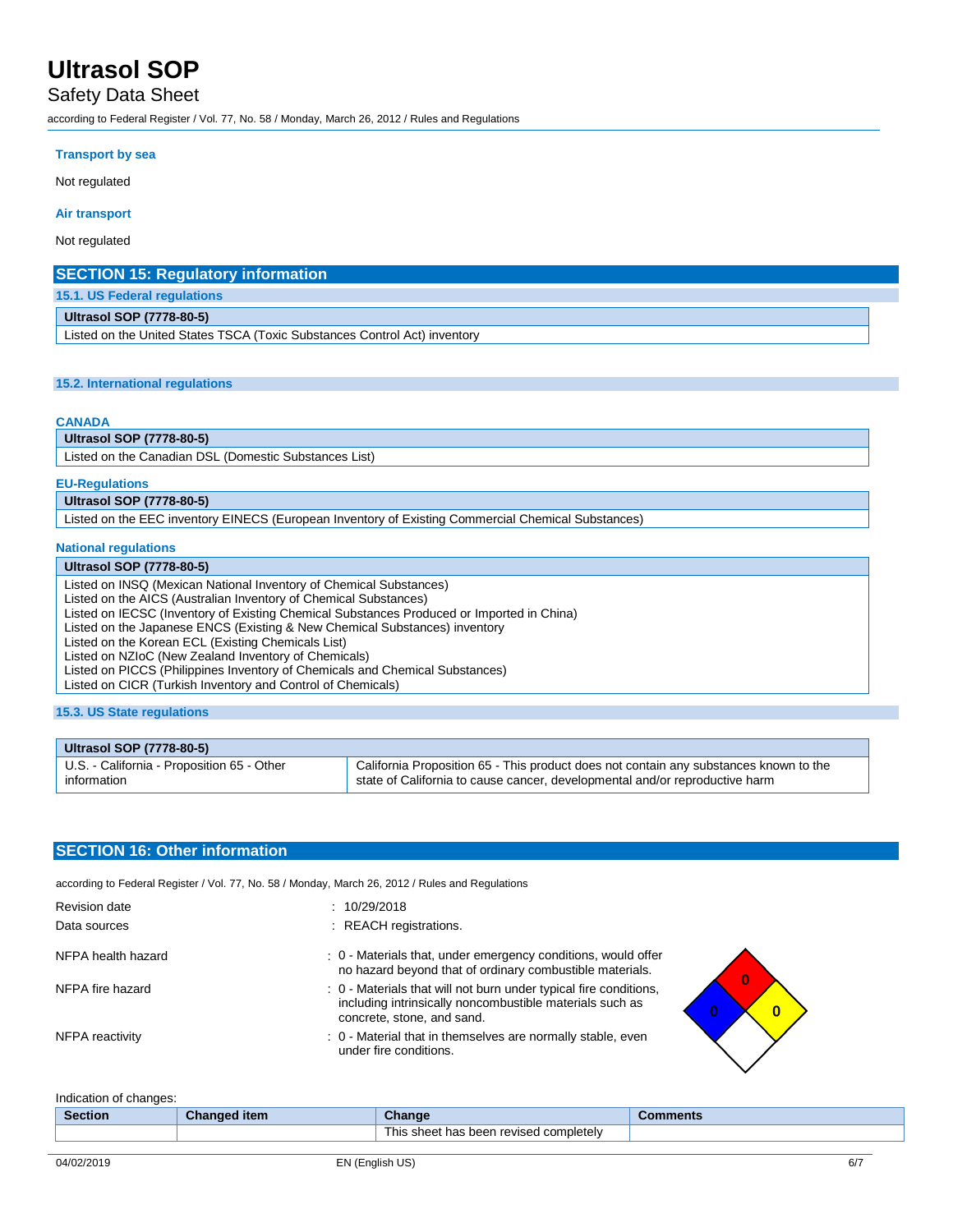### Transport by sea

Not regulated

### Air transport

Not regulated

## SECTION 15: Regulatory information

### 15.1. US Federal regulations

| Ultrasol SOP (7778-80-5) |
|---|
| Listed on the United States TSCA (Toxic Substances Control Act) inventory |

### 15.2. International regulations

**CANADA**

| Ultrasol SOP (7778-80-5) |
|---|
| Listed on the Canadian DSL (Domestic Substances List) |

**EU-Regulations**

| Ultrasol SOP (7778-80-5) |
|---|
| Listed on the EEC inventory EINECS (European Inventory of Existing Commercial Chemical Substances) |

**National regulations**

| Ultrasol SOP (7778-80-5) |
|---|
| Listed on INSQ (Mexican National Inventory of Chemical Substances)<br>Listed on the AICS (Australian Inventory of Chemical Substances)<br>Listed on IECSC (Inventory of Existing Chemical Substances Produced or Imported in China)<br>Listed on the Japanese ENCS (Existing & New Chemical Substances) inventory<br>Listed on the Korean ECL (Existing Chemicals List)<br>Listed on NZIoC (New Zealand Inventory of Chemicals)<br>Listed on PICCS (Philippines Inventory of Chemicals and Chemical Substances)<br>Listed on CICR (Turkish Inventory and Control of Chemicals) |

### 15.3. US State regulations

| Ultrasol SOP (7778-80-5) | |
|---|---|
| U.S. - California - Proposition 65 - Other information | California Proposition 65 - This product does not contain any substances known to the state of California to cause cancer, developmental and/or reproductive harm |

## SECTION 16: Other information

according to Federal Register / Vol. 77, No. 58 / Monday, March 26, 2012 / Rules and Regulations

Revision date : 10/29/2018

Data sources : REACH registrations.

NFPA health hazard : 0 - Materials that, under emergency conditions, would offer no hazard beyond that of ordinary combustible materials.

NFPA fire hazard : 0 - Materials that will not burn under typical fire conditions, including intrinsically noncombustible materials such as concrete, stone, and sand.

NFPA reactivity : 0 - Material that in themselves are normally stable, even under fire conditions.

Indication of changes:

| Section | Changed item | Change | Comments |
|---|---|---|---|
| | | This sheet has been revised completely | |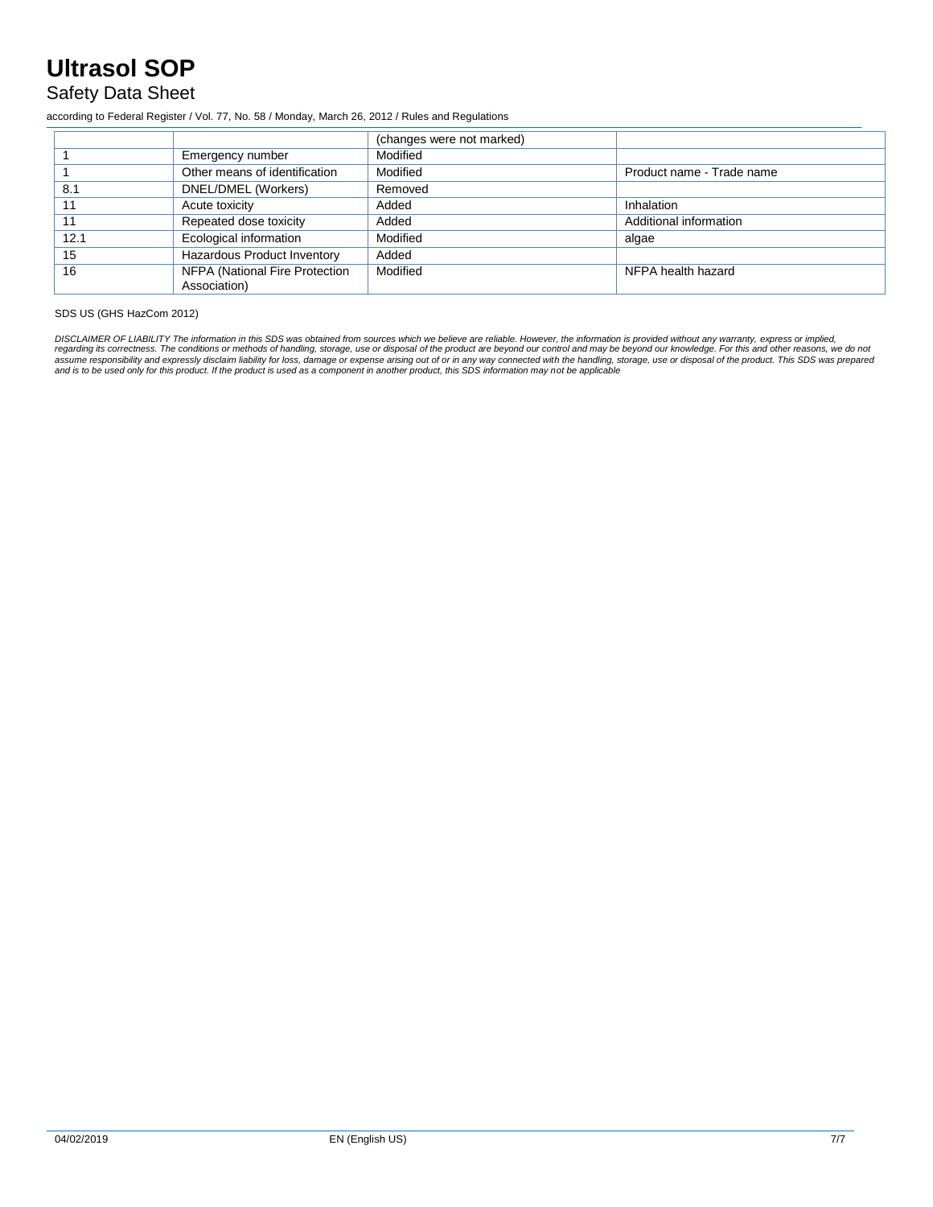| | | | |
|---|---|---|---|
| | | (changes were not marked) | |
| 1 | Emergency number | Modified | |
| 1 | Other means of identification | Modified | Product name - Trade name |
| 8.1 | DNEL/DMEL (Workers) | Removed | |
| 11 | Acute toxicity | Added | Inhalation |
| 11 | Repeated dose toxicity | Added | Additional information |
| 12.1 | Ecological information | Modified | algae |
| 15 | Hazardous Product Inventory | Added | |
| 16 | NFPA (National Fire Protection Association) | Modified | NFPA health hazard |

SDS US (GHS HazCom 2012)

*DISCLAIMER OF LIABILITY The information in this SDS was obtained from sources which we believe are reliable. However, the information is provided without any warranty, express or implied, regarding its correctness. The conditions or methods of handling, storage, use or disposal of the product are beyond our control and may be beyond our knowledge. For this and other reasons, we do not assume responsibility and expressly disclaim liability for loss, damage or expense arising out of or in any way connected with the handling, storage, use or disposal of the product. This SDS was prepared and is to be used only for this product. If the product is used as a component in another product, this SDS information may not be applicable*